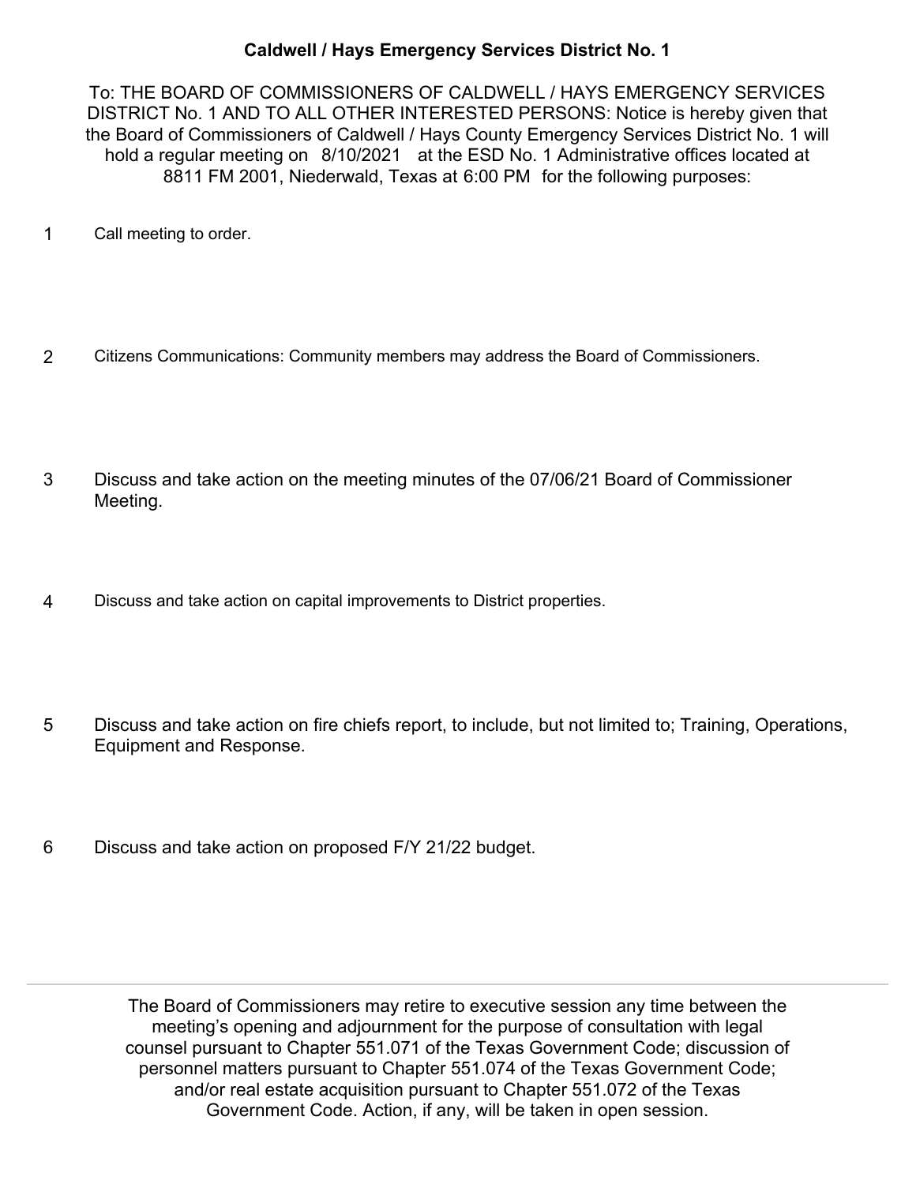# Caldwell / Hays Emergency Services District No. 1

To: THE BOARD OF COMMISSIONERS OF CALDWELL / HAYS EMERGENCY SERVICES DISTRICT No. 1 AND TO ALL OTHER INTERESTED PERSONS: Notice is hereby given that the Board of Commissioners of Caldwell / Hays County Emergency Services District No. 1 will hold a regular meeting on 8/10/2021 at the ESD No. 1 Administrative offices located at 8811 FM 2001, Niederwald, Texas at 6:00 PM for the following purposes:

1. Call meeting to order.

2. Citizens Communications: Community members may address the Board of Commissioners.

3. Discuss and take action on the meeting minutes of the 07/06/21 Board of Commissioner Meeting.

4. Discuss and take action on capital improvements to District properties.

5. Discuss and take action on fire chiefs report, to include, but not limited to; Training, Operations, Equipment and Response.

6. Discuss and take action on proposed F/Y 21/22 budget.

---

The Board of Commissioners may retire to executive session any time between the meeting's opening and adjournment for the purpose of consultation with legal counsel pursuant to Chapter 551.071 of the Texas Government Code; discussion of personnel matters pursuant to Chapter 551.074 of the Texas Government Code; and/or real estate acquisition pursuant to Chapter 551.072 of the Texas Government Code. Action, if any, will be taken in open session.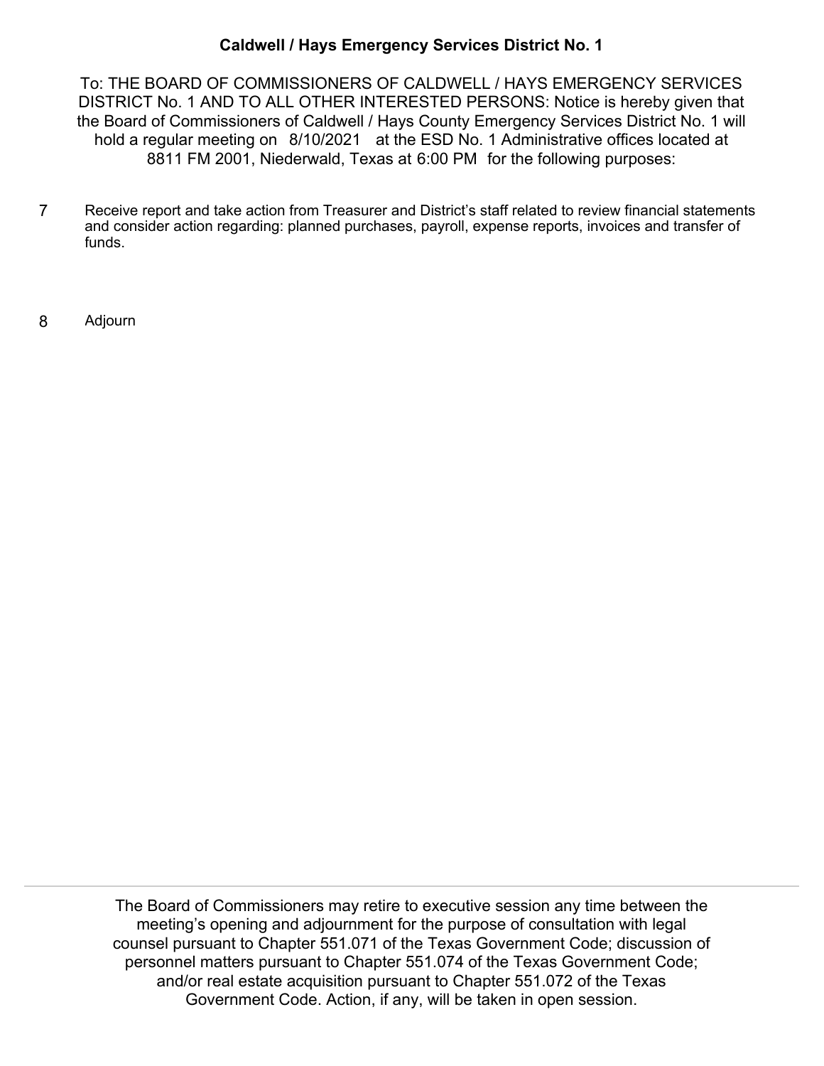**Caldwell / Hays Emergency Services District No. 1**

To: THE BOARD OF COMMISSIONERS OF CALDWELL / HAYS EMERGENCY SERVICES DISTRICT No. 1 AND TO ALL OTHER INTERESTED PERSONS: Notice is hereby given that the Board of Commissioners of Caldwell / Hays County Emergency Services District No. 1 will hold a regular meeting on 8/10/2021 at the ESD No. 1 Administrative offices located at 8811 FM 2001, Niederwald, Texas at 6:00 PM for the following purposes:

7. Receive report and take action from Treasurer and District's staff related to review financial statements and consider action regarding: planned purchases, payroll, expense reports, invoices and transfer of funds.

8. Adjourn

---

The Board of Commissioners may retire to executive session any time between the meeting's opening and adjournment for the purpose of consultation with legal counsel pursuant to Chapter 551.071 of the Texas Government Code; discussion of personnel matters pursuant to Chapter 551.074 of the Texas Government Code; and/or real estate acquisition pursuant to Chapter 551.072 of the Texas Government Code. Action, if any, will be taken in open session.